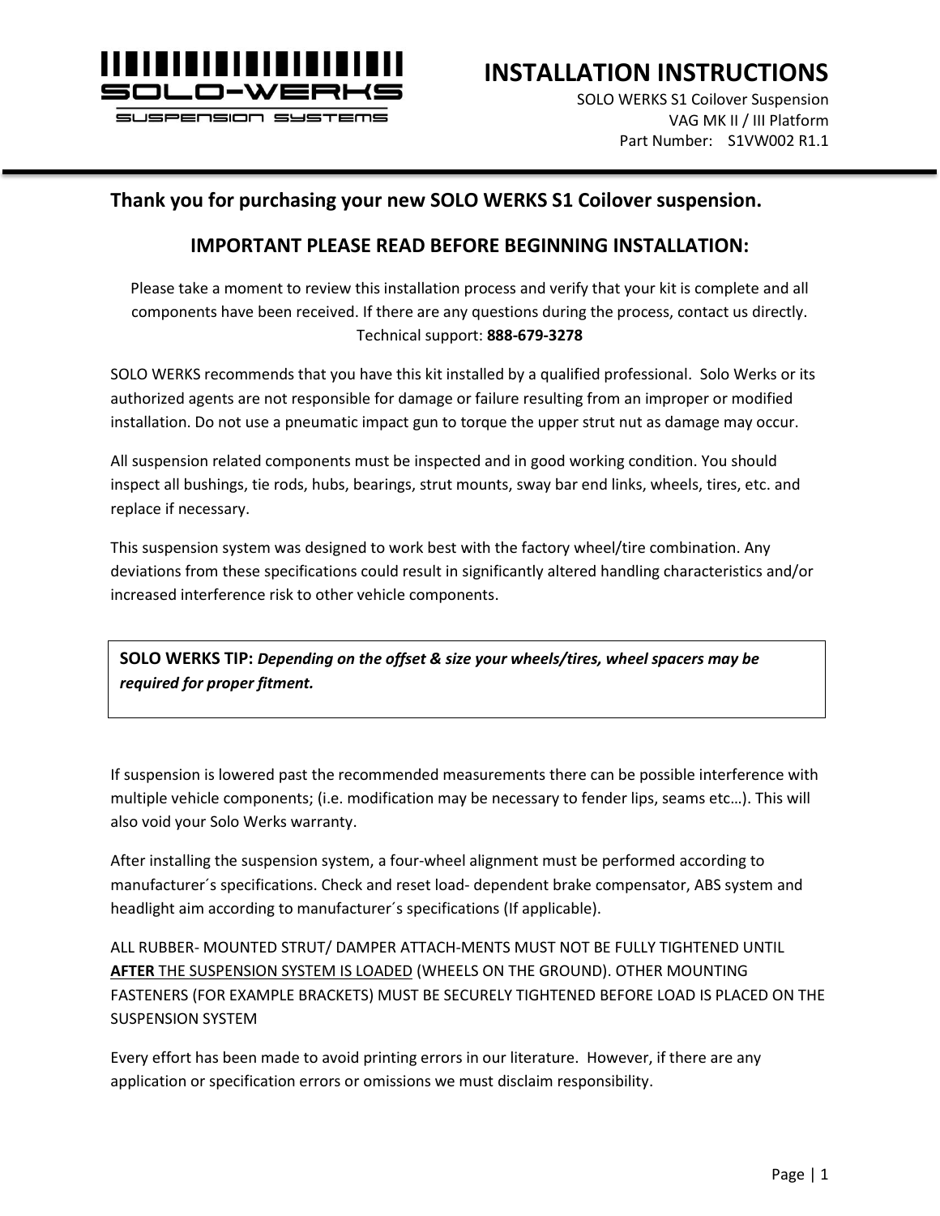SOLO-WERKS SUSPENSION SYSTEMS

# INSTALLATION INSTRUCTIONS

SOLO WERKS S1 Coilover Suspension
VAG MK II / III Platform
Part Number: S1VW002 R1.1

## Thank you for purchasing your new SOLO WERKS S1 Coilover suspension.

## IMPORTANT PLEASE READ BEFORE BEGINNING INSTALLATION:

Please take a moment to review this installation process and verify that your kit is complete and all components have been received. If there are any questions during the process, contact us directly. Technical support: **888-679-3278**

SOLO WERKS recommends that you have this kit installed by a qualified professional. Solo Werks or its authorized agents are not responsible for damage or failure resulting from an improper or modified installation. Do not use a pneumatic impact gun to torque the upper strut nut as damage may occur.

All suspension related components must be inspected and in good working condition. You should inspect all bushings, tie rods, hubs, bearings, strut mounts, sway bar end links, wheels, tires, etc. and replace if necessary.

This suspension system was designed to work best with the factory wheel/tire combination. Any deviations from these specifications could result in significantly altered handling characteristics and/or increased interference risk to other vehicle components.

> **SOLO WERKS TIP:** ***Depending on the offset & size your wheels/tires, wheel spacers may be required for proper fitment.***

If suspension is lowered past the recommended measurements there can be possible interference with multiple vehicle components; (i.e. modification may be necessary to fender lips, seams etc…). This will also void your Solo Werks warranty.

After installing the suspension system, a four-wheel alignment must be performed according to manufacturer´s specifications. Check and reset load- dependent brake compensator, ABS system and headlight aim according to manufacturer´s specifications (If applicable).

ALL RUBBER- MOUNTED STRUT/ DAMPER ATTACH-MENTS MUST NOT BE FULLY TIGHTENED UNTIL **AFTER** THE SUSPENSION SYSTEM IS LOADED (WHEELS ON THE GROUND). OTHER MOUNTING FASTENERS (FOR EXAMPLE BRACKETS) MUST BE SECURELY TIGHTENED BEFORE LOAD IS PLACED ON THE SUSPENSION SYSTEM

Every effort has been made to avoid printing errors in our literature. However, if there are any application or specification errors or omissions we must disclaim responsibility.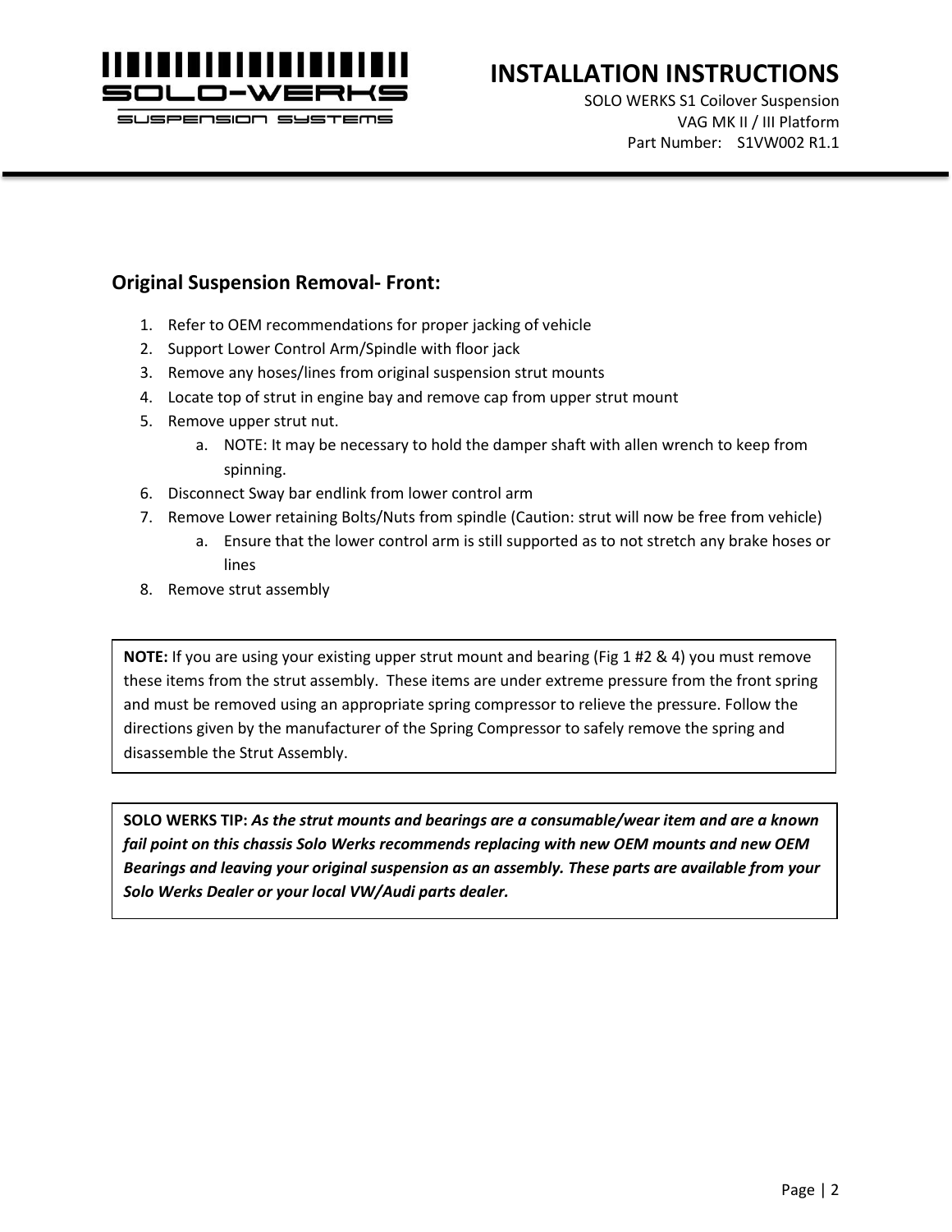## Original Suspension Removal- Front:

1. Refer to OEM recommendations for proper jacking of vehicle
2. Support Lower Control Arm/Spindle with floor jack
3. Remove any hoses/lines from original suspension strut mounts
4. Locate top of strut in engine bay and remove cap from upper strut mount
5. Remove upper strut nut.
    a. NOTE: It may be necessary to hold the damper shaft with allen wrench to keep from spinning.
6. Disconnect Sway bar endlink from lower control arm
7. Remove Lower retaining Bolts/Nuts from spindle (Caution: strut will now be free from vehicle)
    a. Ensure that the lower control arm is still supported as to not stretch any brake hoses or lines
8. Remove strut assembly

**NOTE:** If you are using your existing upper strut mount and bearing (Fig 1 #2 & 4) you must remove these items from the strut assembly. These items are under extreme pressure from the front spring and must be removed using an appropriate spring compressor to relieve the pressure. Follow the directions given by the manufacturer of the Spring Compressor to safely remove the spring and disassemble the Strut Assembly.

**SOLO WERKS TIP:** ***As the strut mounts and bearings are a consumable/wear item and are a known fail point on this chassis Solo Werks recommends replacing with new OEM mounts and new OEM Bearings and leaving your original suspension as an assembly. These parts are available from your Solo Werks Dealer or your local VW/Audi parts dealer.***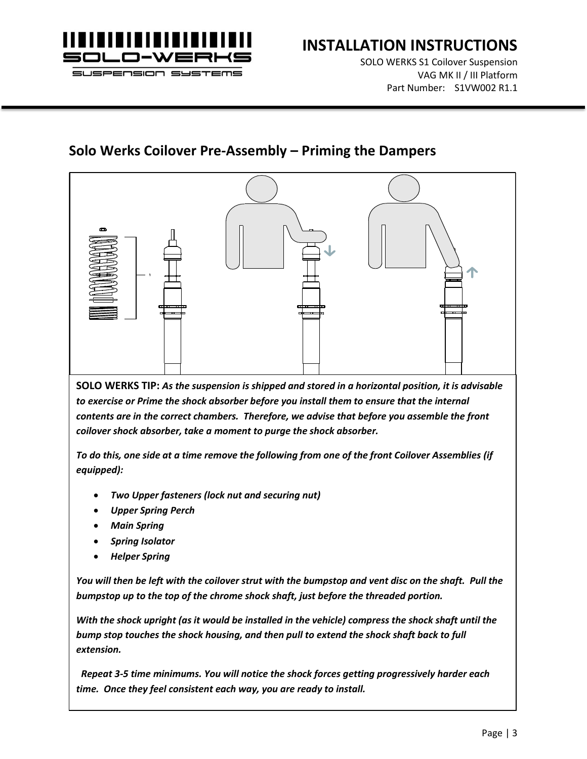## Solo Werks Coilover Pre-Assembly – Priming the Dampers

**SOLO WERKS TIP:** ***As the suspension is shipped and stored in a horizontal position, it is advisable to exercise or Prime the shock absorber before you install them to ensure that the internal contents are in the correct chambers. Therefore, we advise that before you assemble the front coilover shock absorber, take a moment to purge the shock absorber.***

***To do this, one side at a time remove the following from one of the front Coilover Assemblies (if equipped):***

- ***Two Upper fasteners (lock nut and securing nut)***
- ***Upper Spring Perch***
- ***Main Spring***
- ***Spring Isolator***
- ***Helper Spring***

***You will then be left with the coilover strut with the bumpstop and vent disc on the shaft. Pull the bumpstop up to the top of the chrome shock shaft, just before the threaded portion.***

***With the shock upright (as it would be installed in the vehicle) compress the shock shaft until the bump stop touches the shock housing, and then pull to extend the shock shaft back to full extension.***

***Repeat 3-5 time minimums. You will notice the shock forces getting progressively harder each time. Once they feel consistent each way, you are ready to install.***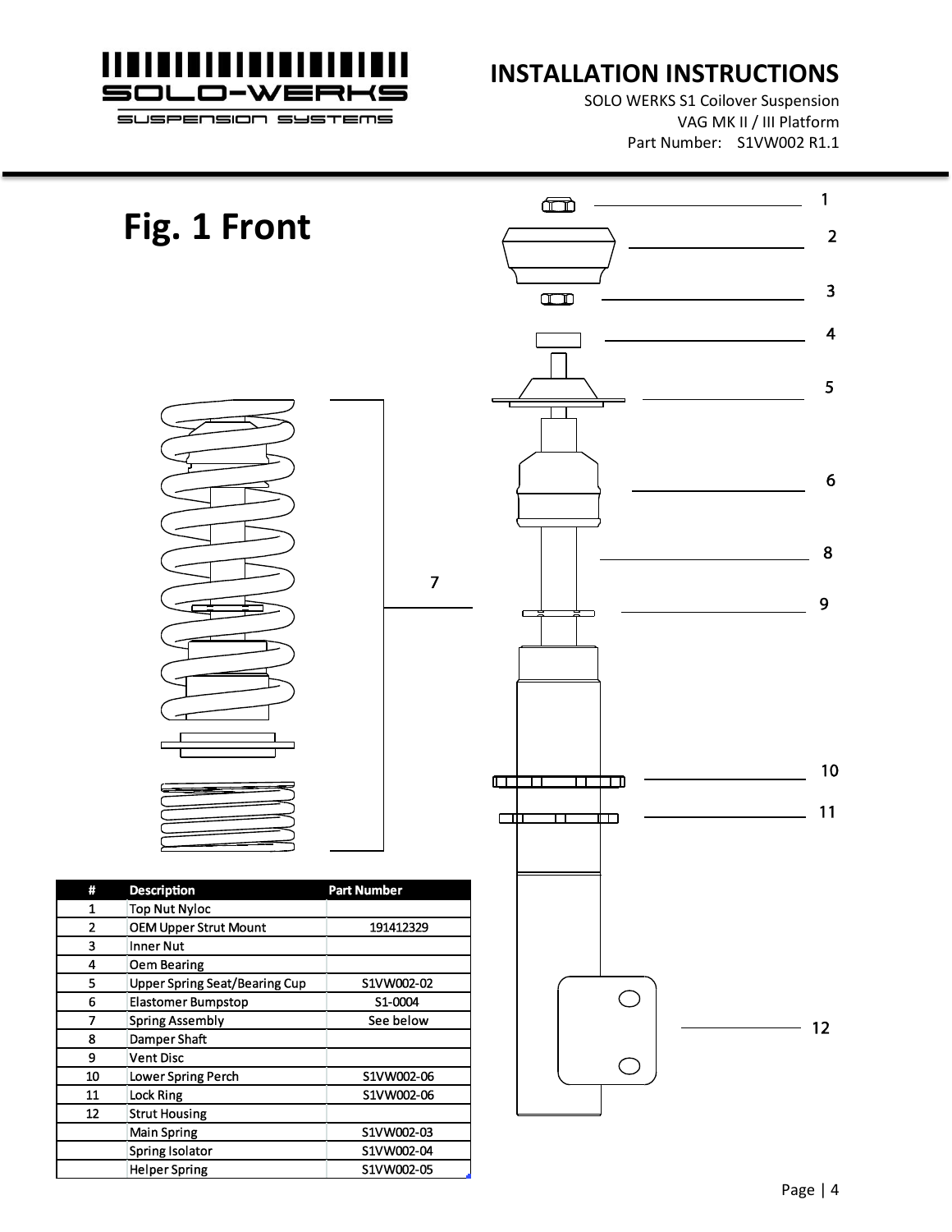## Fig. 1 Front

1

2

3

4

5

6

7

8

9

10

11

12

| # | Description | Part Number |
| --- | --- | --- |
| 1 | Top Nut Nyloc | |
| 2 | OEM Upper Strut Mount | 191412329 |
| 3 | Inner Nut | |
| 4 | Oem Bearing | |
| 5 | Upper Spring Seat/Bearing Cup | S1VW002-02 |
| 6 | Elastomer Bumpstop | S1-0004 |
| 7 | Spring Assembly | See below |
| 8 | Damper Shaft | |
| 9 | Vent Disc | |
| 10 | Lower Spring Perch | S1VW002-06 |
| 11 | Lock Ring | S1VW002-06 |
| 12 | Strut Housing | |
| | Main Spring | S1VW002-03 |
| | Spring Isolator | S1VW002-04 |
| | Helper Spring | S1VW002-05 |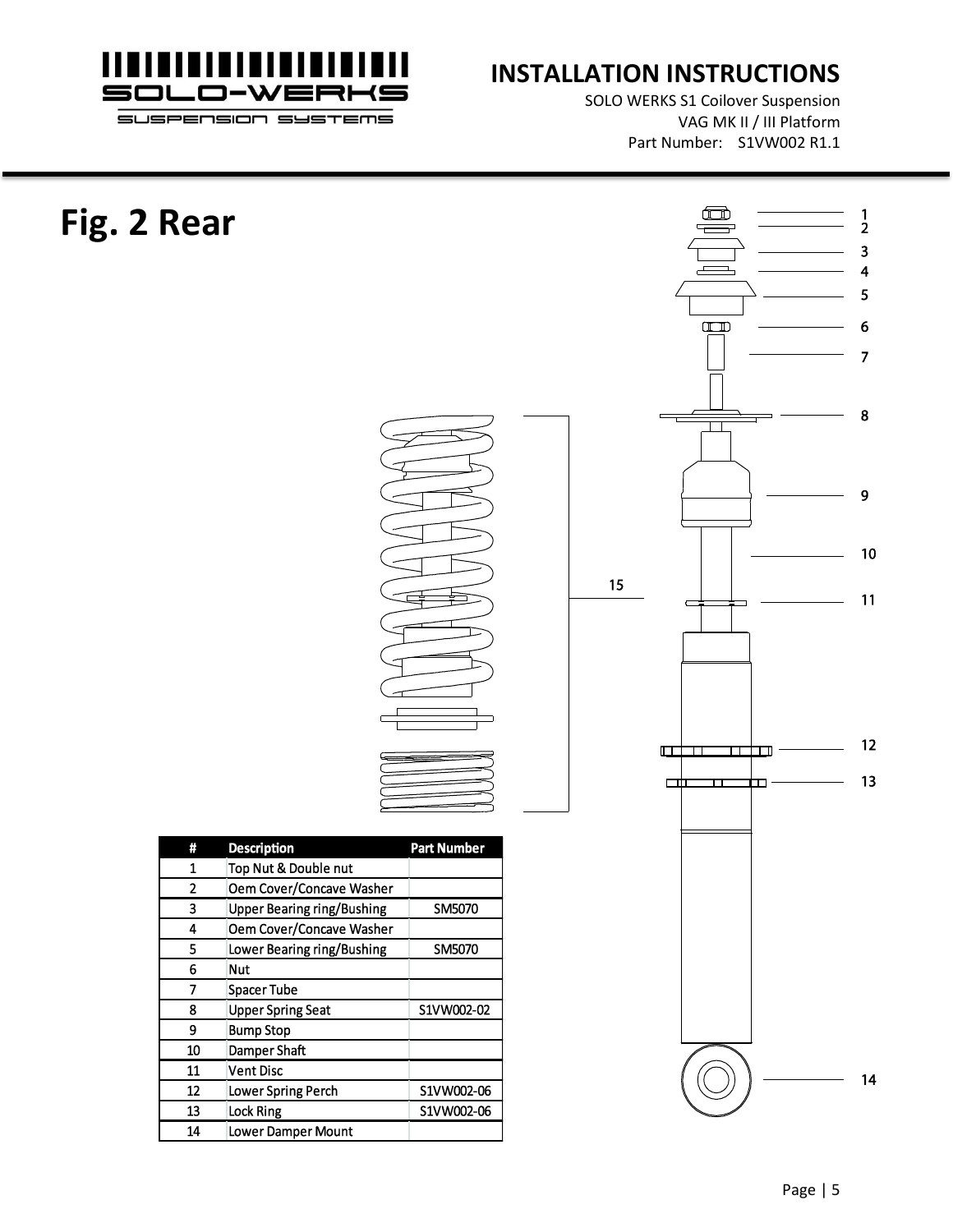# Fig. 2 Rear

1
2
3
4
5
6
7
8
9
10
11
12
13
14
15

| # | Description | Part Number |
| --- | --- | --- |
| 1 | Top Nut & Double nut | |
| 2 | Oem Cover/Concave Washer | |
| 3 | Upper Bearing ring/Bushing | SM5070 |
| 4 | Oem Cover/Concave Washer | |
| 5 | Lower Bearing ring/Bushing | SM5070 |
| 6 | Nut | |
| 7 | Spacer Tube | |
| 8 | Upper Spring Seat | S1VW002-02 |
| 9 | Bump Stop | |
| 10 | Damper Shaft | |
| 11 | Vent Disc | |
| 12 | Lower Spring Perch | S1VW002-06 |
| 13 | Lock Ring | S1VW002-06 |
| 14 | Lower Damper Mount | |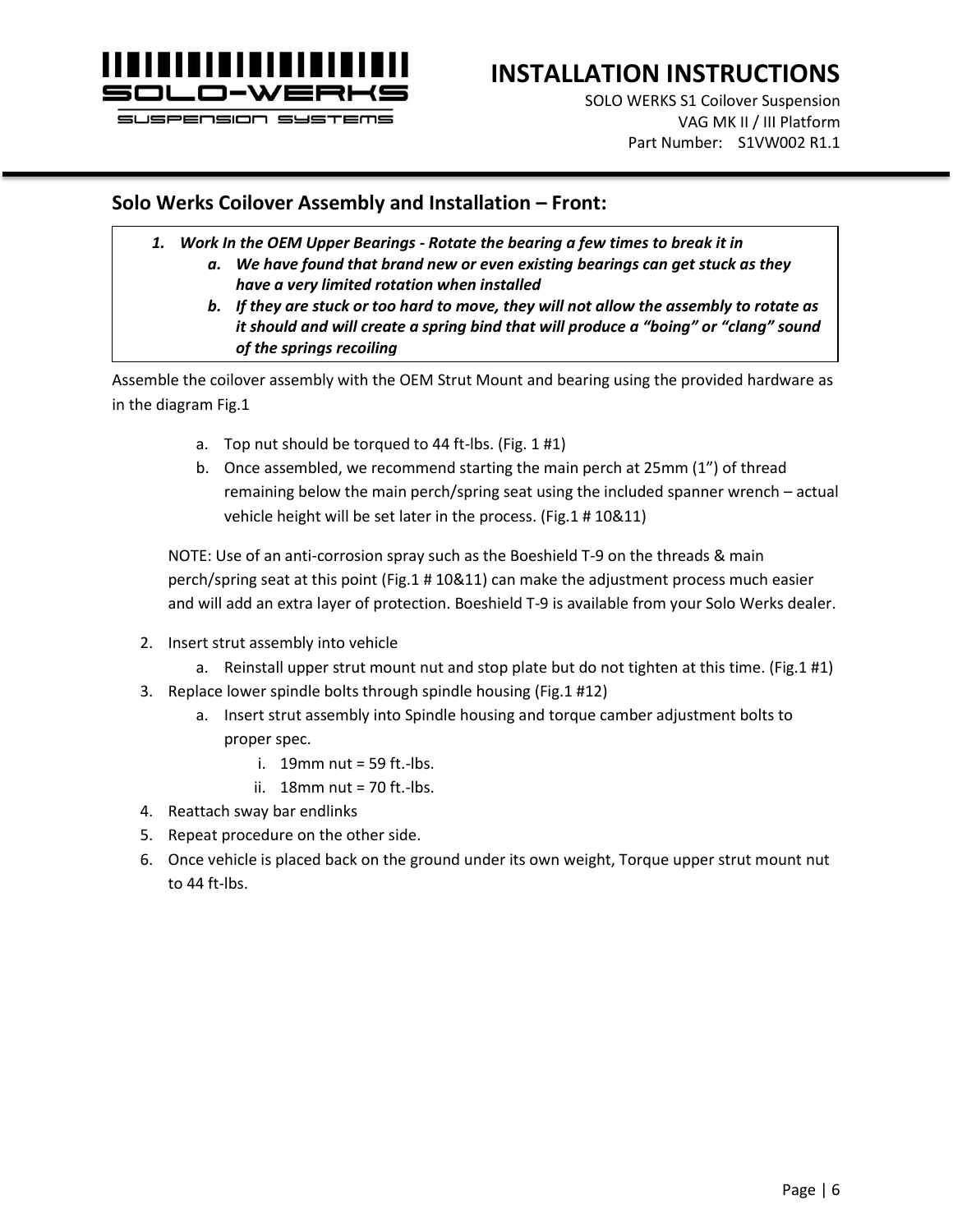## Solo Werks Coilover Assembly and Installation – Front:

1. ***Work In the OEM Upper Bearings - Rotate the bearing a few times to break it in***
    a. ***We have found that brand new or even existing bearings can get stuck as they have a very limited rotation when installed***
    b. ***If they are stuck or too hard to move, they will not allow the assembly to rotate as it should and will create a spring bind that will produce a "boing" or "clang" sound of the springs recoiling***

Assemble the coilover assembly with the OEM Strut Mount and bearing using the provided hardware as in the diagram Fig.1

a. Top nut should be torqued to 44 ft-lbs. (Fig. 1 #1)
b. Once assembled, we recommend starting the main perch at 25mm (1") of thread remaining below the main perch/spring seat using the included spanner wrench – actual vehicle height will be set later in the process. (Fig.1 # 10&11)

NOTE: Use of an anti-corrosion spray such as the Boeshield T-9 on the threads & main perch/spring seat at this point (Fig.1 # 10&11) can make the adjustment process much easier and will add an extra layer of protection. Boeshield T-9 is available from your Solo Werks dealer.

2. Insert strut assembly into vehicle
    a. Reinstall upper strut mount nut and stop plate but do not tighten at this time. (Fig.1 #1)
3. Replace lower spindle bolts through spindle housing (Fig.1 #12)
    a. Insert strut assembly into Spindle housing and torque camber adjustment bolts to proper spec.
        i. 19mm nut = 59 ft.-lbs.
        ii. 18mm nut = 70 ft.-lbs.
4. Reattach sway bar endlinks
5. Repeat procedure on the other side.
6. Once vehicle is placed back on the ground under its own weight, Torque upper strut mount nut to 44 ft-lbs.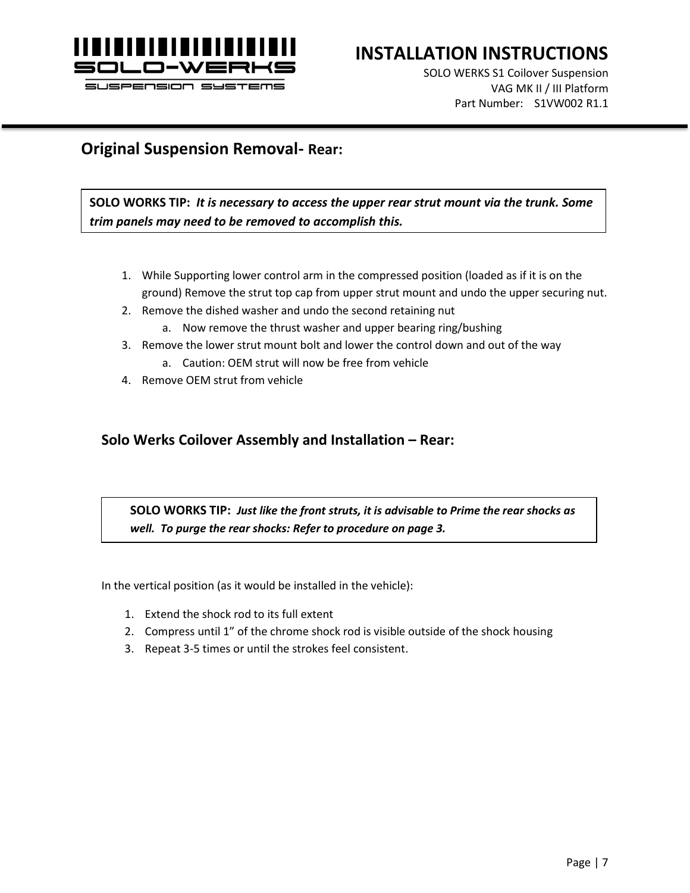## Original Suspension Removal- Rear:

**SOLO WORKS TIP:** ***It is necessary to access the upper rear strut mount via the trunk. Some trim panels may need to be removed to accomplish this.***

1. While Supporting lower control arm in the compressed position (loaded as if it is on the ground) Remove the strut top cap from upper strut mount and undo the upper securing nut.
2. Remove the dished washer and undo the second retaining nut
   a. Now remove the thrust washer and upper bearing ring/bushing
3. Remove the lower strut mount bolt and lower the control down and out of the way
   a. Caution: OEM strut will now be free from vehicle
4. Remove OEM strut from vehicle

## Solo Werks Coilover Assembly and Installation – Rear:

**SOLO WORKS TIP:** ***Just like the front struts, it is advisable to Prime the rear shocks as well. To purge the rear shocks: Refer to procedure on page 3.***

In the vertical position (as it would be installed in the vehicle):

1. Extend the shock rod to its full extent
2. Compress until 1" of the chrome shock rod is visible outside of the shock housing
3. Repeat 3-5 times or until the strokes feel consistent.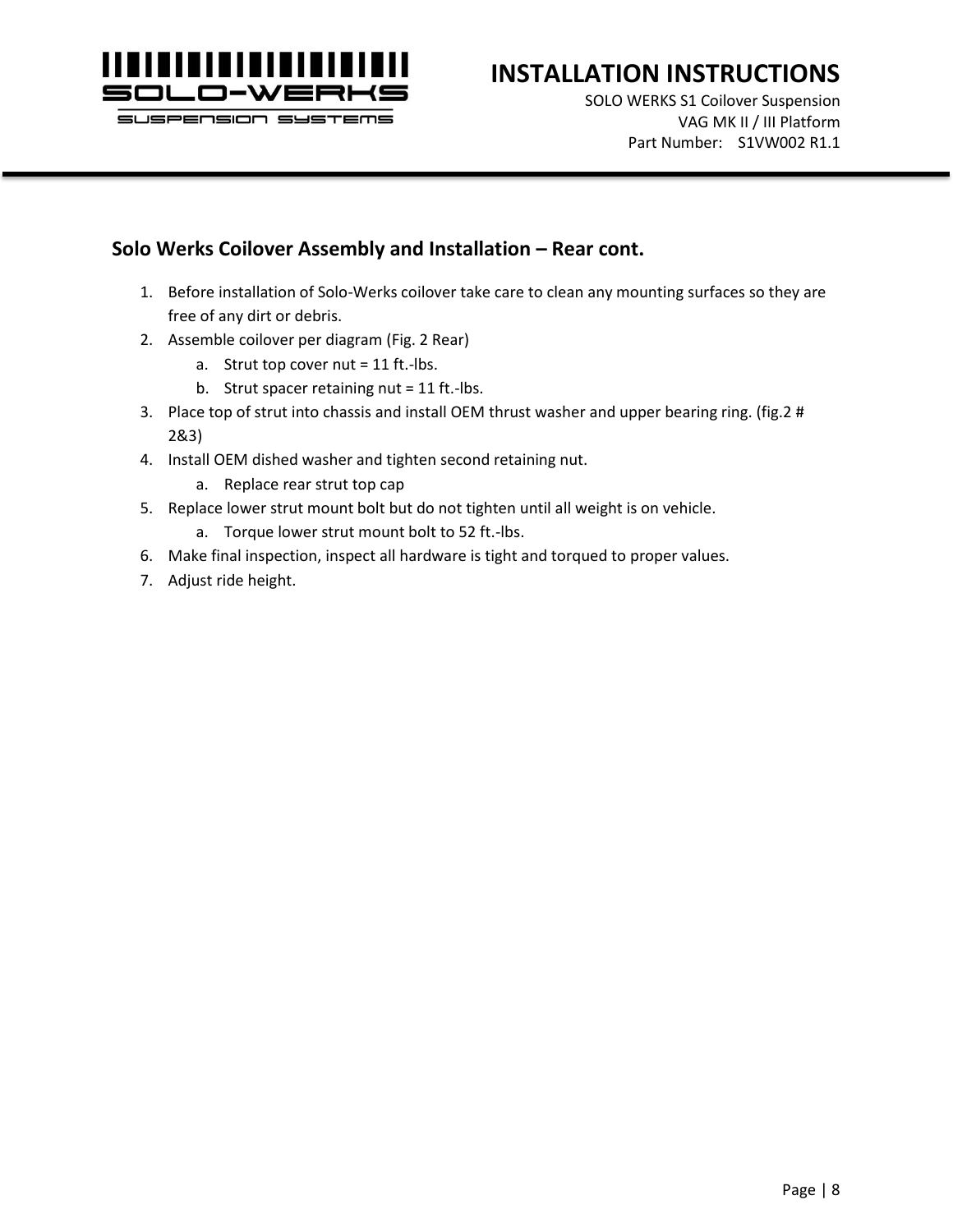## Solo Werks Coilover Assembly and Installation – Rear cont.

1. Before installation of Solo-Werks coilover take care to clean any mounting surfaces so they are free of any dirt or debris.
2. Assemble coilover per diagram (Fig. 2 Rear)
    a. Strut top cover nut = 11 ft.-lbs.
    b. Strut spacer retaining nut = 11 ft.-lbs.
3. Place top of strut into chassis and install OEM thrust washer and upper bearing ring. (fig.2 # 2&3)
4. Install OEM dished washer and tighten second retaining nut.
    a. Replace rear strut top cap
5. Replace lower strut mount bolt but do not tighten until all weight is on vehicle.
    a. Torque lower strut mount bolt to 52 ft.-lbs.
6. Make final inspection, inspect all hardware is tight and torqued to proper values.
7. Adjust ride height.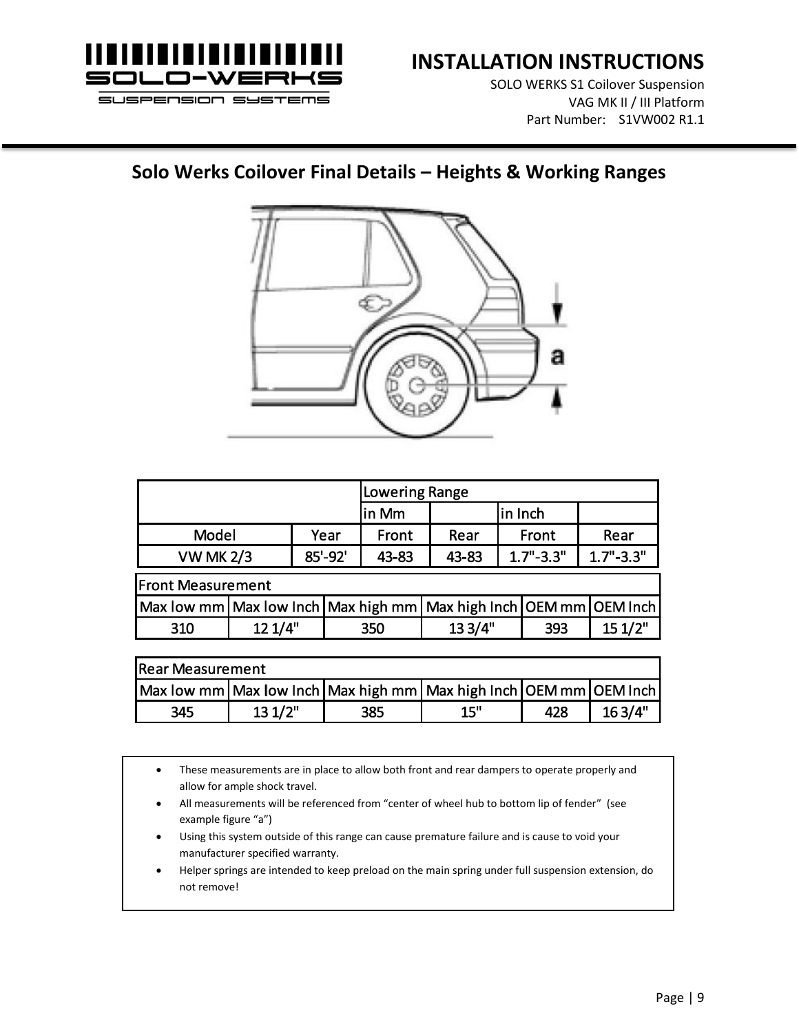## Solo Werks Coilover Final Details – Heights & Working Ranges

a

| | | Lowering Range | | | |
|---|---|---|---|---|---|
| | | in Mm | | in Inch | |
| Model | Year | Front | Rear | Front | Rear |
| VW MK 2/3 | 85'-92' | 43-83 | 43-83 | 1.7"-3.3" | 1.7"-3.3" |

| Front Measurement | | | | | |
|---|---|---|---|---|---|
| Max low mm | Max low Inch | Max high mm | Max high Inch | OEM mm | OEM Inch |
| 310 | 12 1/4" | 350 | 13 3/4" | 393 | 15 1/2" |

| Rear Measurement | | | | | |
|---|---|---|---|---|---|
| Max low mm | Max low Inch | Max high mm | Max high Inch | OEM mm | OEM Inch |
| 345 | 13 1/2" | 385 | 15" | 428 | 16 3/4" |

- These measurements are in place to allow both front and rear dampers to operate properly and allow for ample shock travel.
- All measurements will be referenced from "center of wheel hub to bottom lip of fender" (see example figure "a")
- Using this system outside of this range can cause premature failure and is cause to void your manufacturer specified warranty.
- Helper springs are intended to keep preload on the main spring under full suspension extension, do not remove!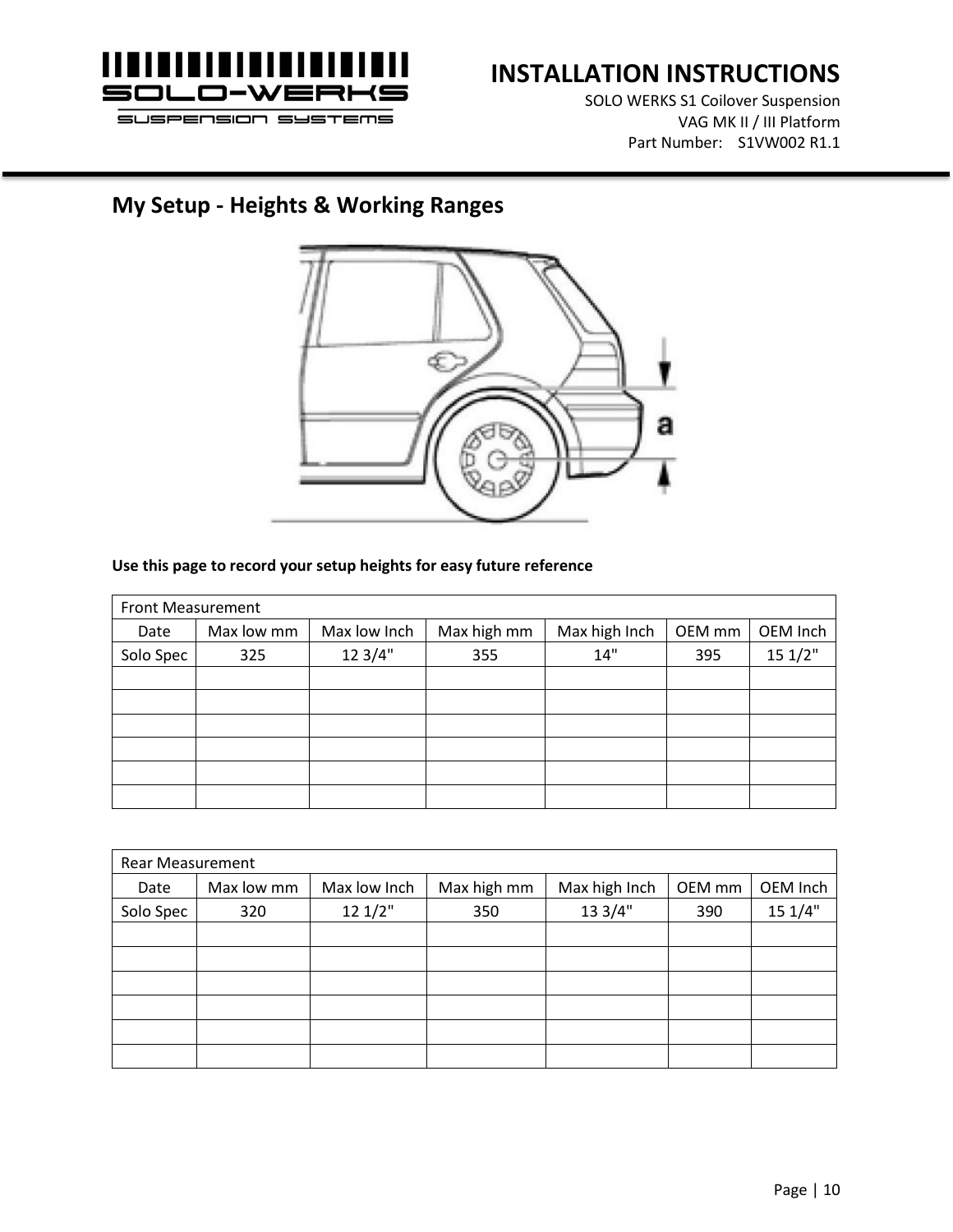## My Setup - Heights & Working Ranges

a

**Use this page to record your setup heights for easy future reference**

| Front Measurement | | | | | | |
|---|---|---|---|---|---|---|
| Date | Max low mm | Max low Inch | Max high mm | Max high Inch | OEM mm | OEM Inch |
| Solo Spec | 325 | 12 3/4" | 355 | 14" | 395 | 15 1/2" |
| | | | | | | |
| | | | | | | |
| | | | | | | |
| | | | | | | |
| | | | | | | |
| | | | | | | |

| Rear Measurement | | | | | | |
|---|---|---|---|---|---|---|
| Date | Max low mm | Max low Inch | Max high mm | Max high Inch | OEM mm | OEM Inch |
| Solo Spec | 320 | 12 1/2" | 350 | 13 3/4" | 390 | 15 1/4" |
| | | | | | | |
| | | | | | | |
| | | | | | | |
| | | | | | | |
| | | | | | | |
| | | | | | | |